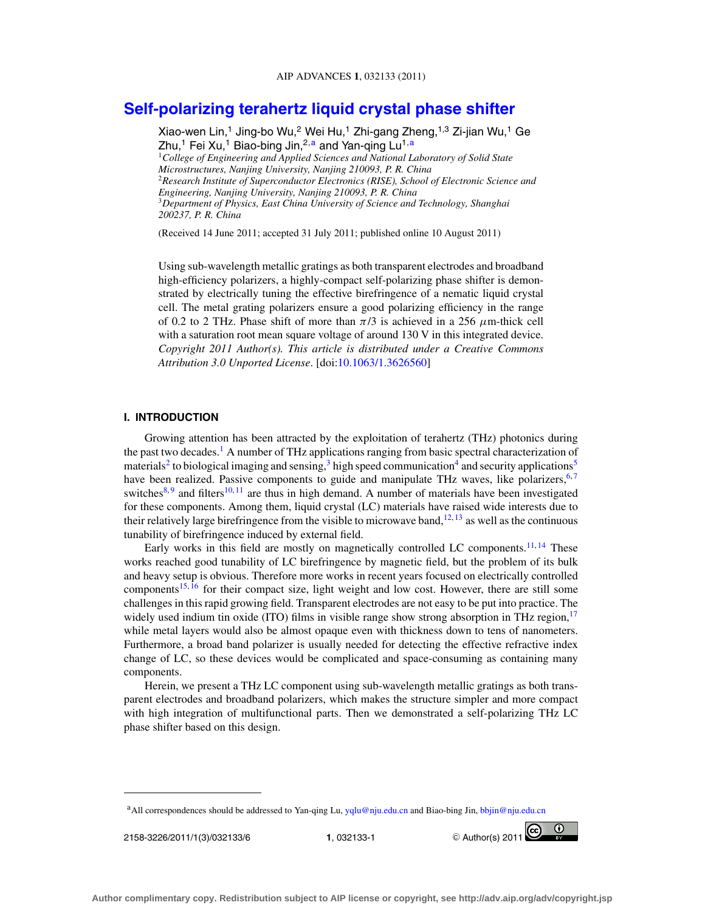# Self-polarizing terahertz liquid crystal phase shifter

Xiao-wen Lin,[1] Jing-bo Wu,[2] Wei Hu,[1] Zhi-gang Zheng,[1,3] Zi-jian Wu,[1] Ge Zhu,[1] Fei Xu,[1] Biao-bing Jin,[2,a] and Yan-qing Lu[1,a]

[1] *College of Engineering and Applied Sciences and National Laboratory of Solid State Microstructures, Nanjing University, Nanjing 210093, P. R. China*
[2] *Research Institute of Superconductor Electronics (RISE), School of Electronic Science and Engineering, Nanjing University, Nanjing 210093, P. R. China*
[3] *Department of Physics, East China University of Science and Technology, Shanghai 200237, P. R. China*

(Received 14 June 2011; accepted 31 July 2011; published online 10 August 2011)

Using sub-wavelength metallic gratings as both transparent electrodes and broadband high-efficiency polarizers, a highly-compact self-polarizing phase shifter is demonstrated by electrically tuning the effective birefringence of a nematic liquid crystal cell. The metal grating polarizers ensure a good polarizing efficiency in the range of 0.2 to 2 THz. Phase shift of more than $\pi/3$ is achieved in a 256 $\mu$m-thick cell with a saturation root mean square voltage of around 130 V in this integrated device. *Copyright 2011 Author(s). This article is distributed under a Creative Commons Attribution 3.0 Unported License*. [doi:10.1063/1.3626560]

## I. INTRODUCTION

Growing attention has been attracted by the exploitation of terahertz (THz) photonics during the past two decades.[1] A number of THz applications ranging from basic spectral characterization of materials[2] to biological imaging and sensing,[3] high speed communication[4] and security applications[5] have been realized. Passive components to guide and manipulate THz waves, like polarizers,[6,7] switches[8,9] and filters[10,11] are thus in high demand. A number of materials have been investigated for these components. Among them, liquid crystal (LC) materials have raised wide interests due to their relatively large birefringence from the visible to microwave band,[12,13] as well as the continuous tunability of birefringence induced by external field.

Early works in this field are mostly on magnetically controlled LC components.[11,14] These works reached good tunability of LC birefringence by magnetic field, but the problem of its bulk and heavy setup is obvious. Therefore more works in recent years focused on electrically controlled components[15,16] for their compact size, light weight and low cost. However, there are still some challenges in this rapid growing field. Transparent electrodes are not easy to be put into practice. The widely used indium tin oxide (ITO) films in visible range show strong absorption in THz region,[17] while metal layers would also be almost opaque even with thickness down to tens of nanometers. Furthermore, a broad band polarizer is usually needed for detecting the effective refractive index change of LC, so these devices would be complicated and space-consuming as containing many components.

Herein, we present a THz LC component using sub-wavelength metallic gratings as both transparent electrodes and broadband polarizers, which makes the structure simpler and more compact with high integration of multifunctional parts. Then we demonstrated a self-polarizing THz LC phase shifter based on this design.

---

[a] All correspondences should be addressed to Yan-qing Lu, yqlu@nju.edu.cn and Biao-bing Jin, bbjin@nju.edu.cn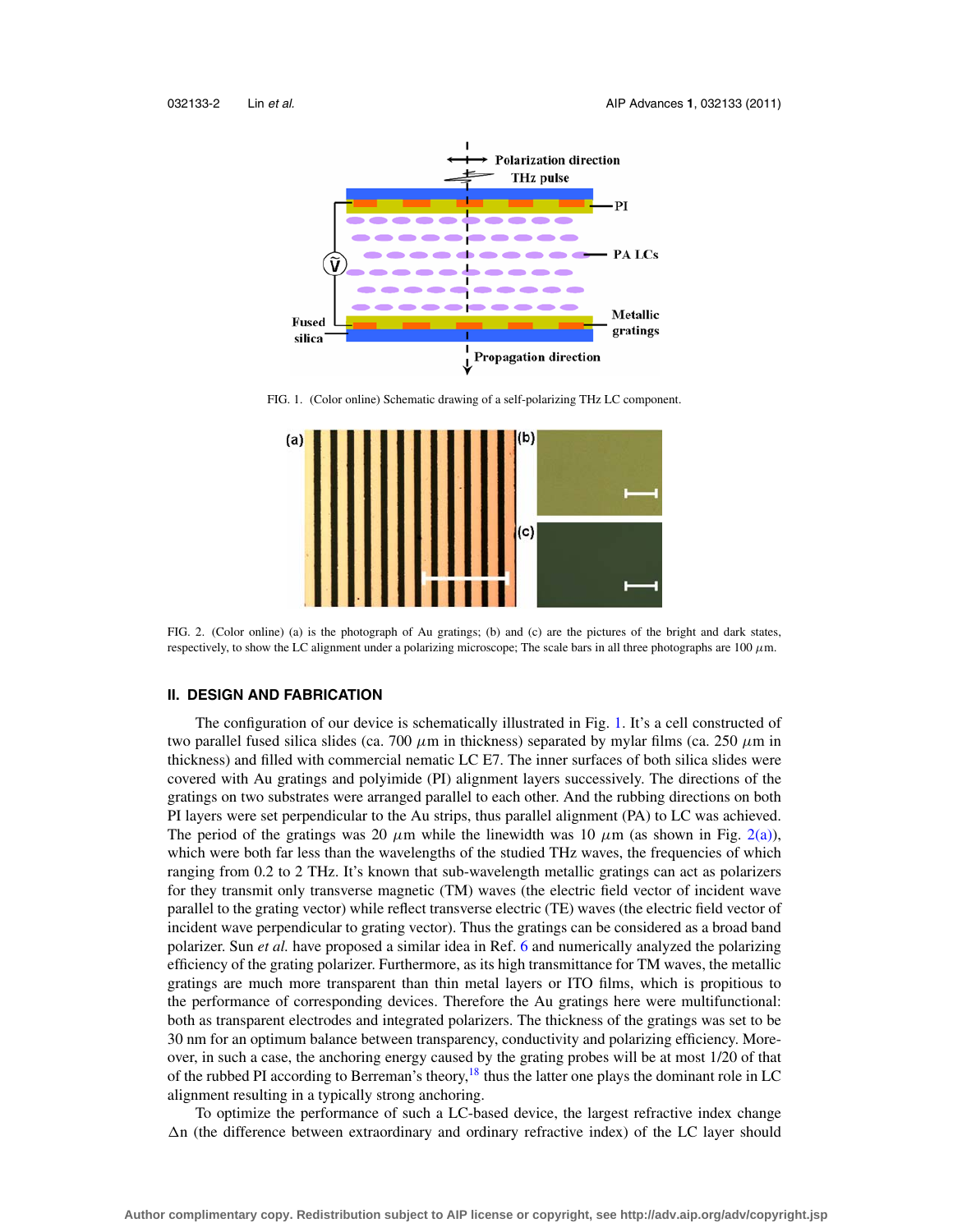FIG. 1. (Color online) Schematic drawing of a self-polarizing THz LC component.

FIG. 2. (Color online) (a) is the photograph of Au gratings; (b) and (c) are the pictures of the bright and dark states, respectively, to show the LC alignment under a polarizing microscope; The scale bars in all three photographs are 100 $\mu$m.

## II. DESIGN AND FABRICATION

The configuration of our device is schematically illustrated in Fig. 1. It's a cell constructed of two parallel fused silica slides (ca. 700 $\mu$m in thickness) separated by mylar films (ca. 250 $\mu$m in thickness) and filled with commercial nematic LC E7. The inner surfaces of both silica slides were covered with Au gratings and polyimide (PI) alignment layers successively. The directions of the gratings on two substrates were arranged parallel to each other. And the rubbing directions on both PI layers were set perpendicular to the Au strips, thus parallel alignment (PA) to LC was achieved. The period of the gratings was 20 $\mu$m while the linewidth was 10 $\mu$m (as shown in Fig. 2(a)), which were both far less than the wavelengths of the studied THz waves, the frequencies of which ranging from 0.2 to 2 THz. It's known that sub-wavelength metallic gratings can act as polarizers for they transmit only transverse magnetic (TM) waves (the electric field vector of incident wave parallel to the grating vector) while reflect transverse electric (TE) waves (the electric field vector of incident wave perpendicular to grating vector). Thus the gratings can be considered as a broad band polarizer. Sun *et al.* have proposed a similar idea in Ref. 6 and numerically analyzed the polarizing efficiency of the grating polarizer. Furthermore, as its high transmittance for TM waves, the metallic gratings are much more transparent than thin metal layers or ITO films, which is propitious to the performance of corresponding devices. Therefore the Au gratings here were multifunctional: both as transparent electrodes and integrated polarizers. The thickness of the gratings was set to be 30 nm for an optimum balance between transparency, conductivity and polarizing efficiency. Moreover, in such a case, the anchoring energy caused by the grating probes will be at most 1/20 of that of the rubbed PI according to Berreman's theory,[18] thus the latter one plays the dominant role in LC alignment resulting in a typically strong anchoring.

To optimize the performance of such a LC-based device, the largest refractive index change $\Delta$n (the difference between extraordinary and ordinary refractive index) of the LC layer should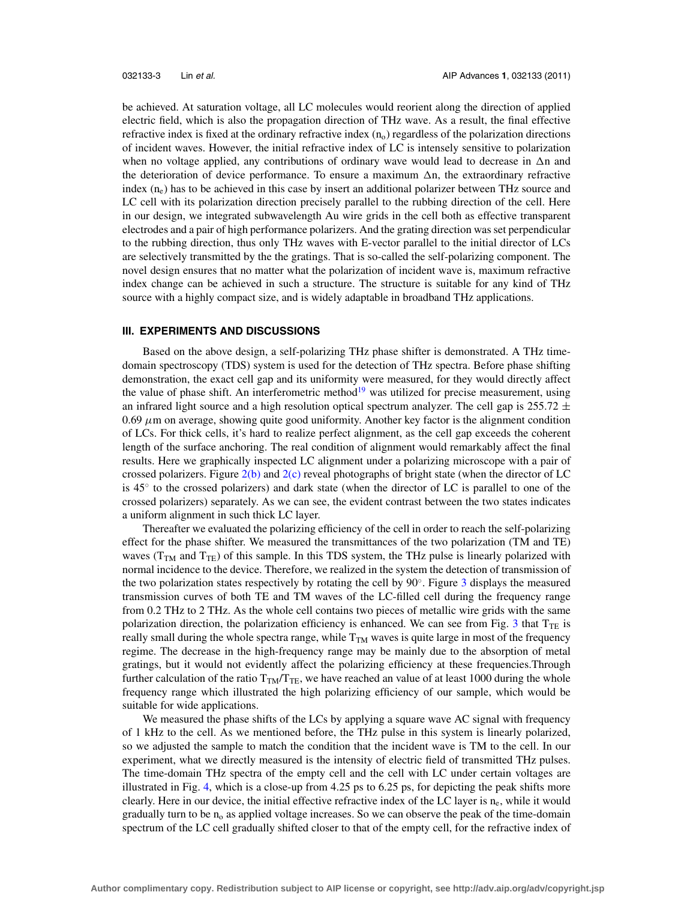be achieved. At saturation voltage, all LC molecules would reorient along the direction of applied electric field, which is also the propagation direction of THz wave. As a result, the final effective refractive index is fixed at the ordinary refractive index ($n_o$) regardless of the polarization directions of incident waves. However, the initial refractive index of LC is intensely sensitive to polarization when no voltage applied, any contributions of ordinary wave would lead to decrease in $\Delta n$ and the deterioration of device performance. To ensure a maximum $\Delta n$, the extraordinary refractive index ($n_e$) has to be achieved in this case by insert an additional polarizer between THz source and LC cell with its polarization direction precisely parallel to the rubbing direction of the cell. Here in our design, we integrated subwavelength Au wire grids in the cell both as effective transparent electrodes and a pair of high performance polarizers. And the grating direction was set perpendicular to the rubbing direction, thus only THz waves with E-vector parallel to the initial director of LCs are selectively transmitted by the the gratings. That is so-called the self-polarizing component. The novel design ensures that no matter what the polarization of incident wave is, maximum refractive index change can be achieved in such a structure. The structure is suitable for any kind of THz source with a highly compact size, and is widely adaptable in broadband THz applications.

### III. EXPERIMENTS AND DISCUSSIONS

Based on the above design, a self-polarizing THz phase shifter is demonstrated. A THz time-domain spectroscopy (TDS) system is used for the detection of THz spectra. Before phase shifting demonstration, the exact cell gap and its uniformity were measured, for they would directly affect the value of phase shift. An interferometric method[19] was utilized for precise measurement, using an infrared light source and a high resolution optical spectrum analyzer. The cell gap is $255.72 \pm 0.69\ \mu$m on average, showing quite good uniformity. Another key factor is the alignment condition of LCs. For thick cells, it's hard to realize perfect alignment, as the cell gap exceeds the coherent length of the surface anchoring. The real condition of alignment would remarkably affect the final results. Here we graphically inspected LC alignment under a polarizing microscope with a pair of crossed polarizers. Figure 2(b) and 2(c) reveal photographs of bright state (when the director of LC is $45^\circ$ to the crossed polarizers) and dark state (when the director of LC is parallel to one of the crossed polarizers) separately. As we can see, the evident contrast between the two states indicates a uniform alignment in such thick LC layer.

Thereafter we evaluated the polarizing efficiency of the cell in order to reach the self-polarizing effect for the phase shifter. We measured the transmittances of the two polarization (TM and TE) waves ($T_{TM}$ and $T_{TE}$) of this sample. In this TDS system, the THz pulse is linearly polarized with normal incidence to the device. Therefore, we realized in the system the detection of transmission of the two polarization states respectively by rotating the cell by $90^\circ$. Figure 3 displays the measured transmission curves of both TE and TM waves of the LC-filled cell during the frequency range from 0.2 THz to 2 THz. As the whole cell contains two pieces of metallic wire grids with the same polarization direction, the polarization efficiency is enhanced. We can see from Fig. 3 that $T_{TE}$ is really small during the whole spectra range, while $T_{TM}$ waves is quite large in most of the frequency regime. The decrease in the high-frequency range may be mainly due to the absorption of metal gratings, but it would not evidently affect the polarizing efficiency at these frequencies.Through further calculation of the ratio $T_{TM}/T_{TE}$, we have reached an value of at least 1000 during the whole frequency range which illustrated the high polarizing efficiency of our sample, which would be suitable for wide applications.

We measured the phase shifts of the LCs by applying a square wave AC signal with frequency of 1 kHz to the cell. As we mentioned before, the THz pulse in this system is linearly polarized, so we adjusted the sample to match the condition that the incident wave is TM to the cell. In our experiment, what we directly measured is the intensity of electric field of transmitted THz pulses. The time-domain THz spectra of the empty cell and the cell with LC under certain voltages are illustrated in Fig. 4, which is a close-up from 4.25 ps to 6.25 ps, for depicting the peak shifts more clearly. Here in our device, the initial effective refractive index of the LC layer is $n_e$, while it would gradually turn to be $n_o$ as applied voltage increases. So we can observe the peak of the time-domain spectrum of the LC cell gradually shifted closer to that of the empty cell, for the refractive index of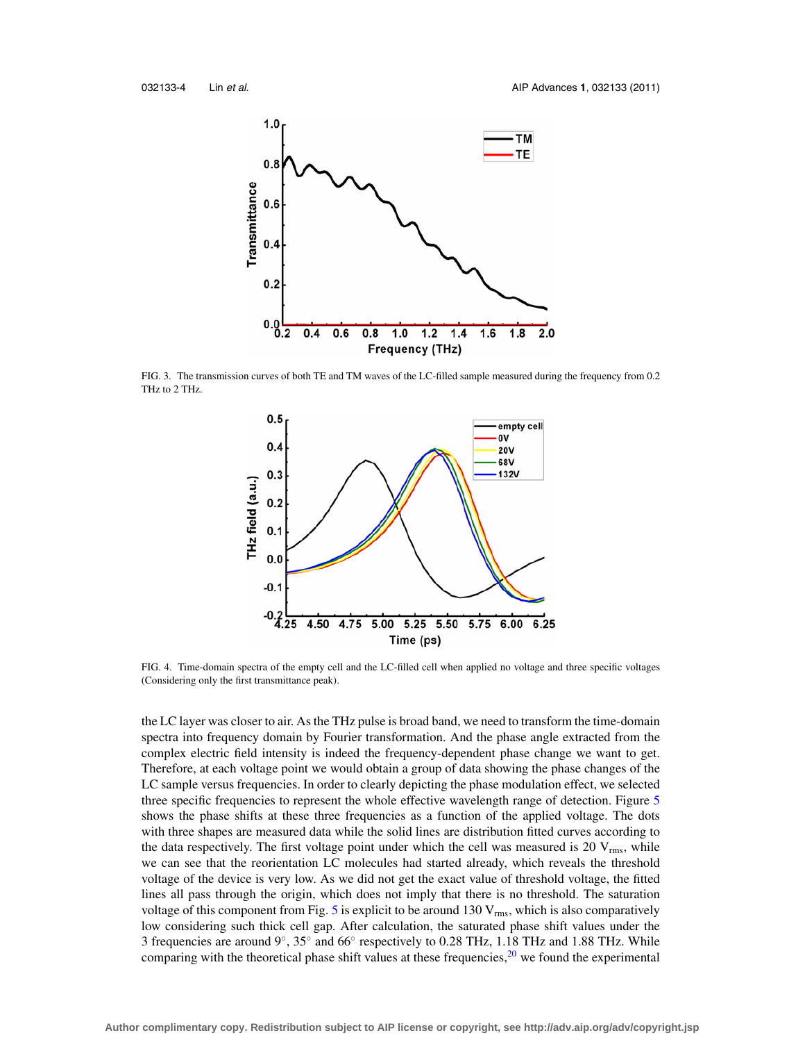FIG. 3. The transmission curves of both TE and TM waves of the LC-filled sample measured during the frequency from 0.2 THz to 2 THz.

FIG. 4. Time-domain spectra of the empty cell and the LC-filled cell when applied no voltage and three specific voltages (Considering only the first transmittance peak).

the LC layer was closer to air. As the THz pulse is broad band, we need to transform the time-domain spectra into frequency domain by Fourier transformation. And the phase angle extracted from the complex electric field intensity is indeed the frequency-dependent phase change we want to get. Therefore, at each voltage point we would obtain a group of data showing the phase changes of the LC sample versus frequencies. In order to clearly depicting the phase modulation effect, we selected three specific frequencies to represent the whole effective wavelength range of detection. Figure 5 shows the phase shifts at these three frequencies as a function of the applied voltage. The dots with three shapes are measured data while the solid lines are distribution fitted curves according to the data respectively. The first voltage point under which the cell was measured is 20 $V_{rms}$, while we can see that the reorientation LC molecules had started already, which reveals the threshold voltage of the device is very low. As we did not get the exact value of threshold voltage, the fitted lines all pass through the origin, which does not imply that there is no threshold. The saturation voltage of this component from Fig. 5 is explicit to be around 130 $V_{rms}$, which is also comparatively low considering such thick cell gap. After calculation, the saturated phase shift values under the 3 frequencies are around 9°, 35° and 66° respectively to 0.28 THz, 1.18 THz and 1.88 THz. While comparing with the theoretical phase shift values at these frequencies,[20] we found the experimental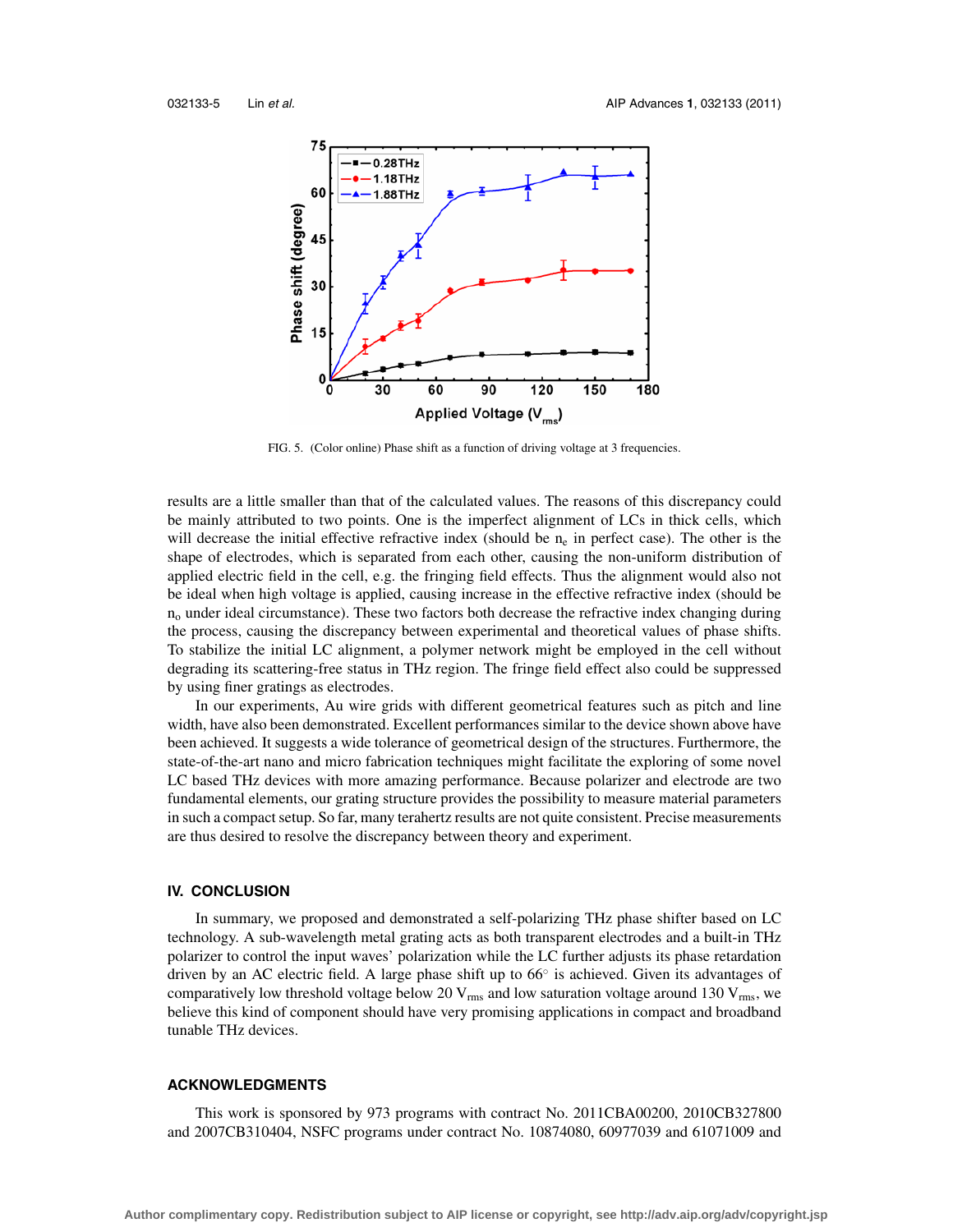FIG. 5. (Color online) Phase shift as a function of driving voltage at 3 frequencies.

results are a little smaller than that of the calculated values. The reasons of this discrepancy could be mainly attributed to two points. One is the imperfect alignment of LCs in thick cells, which will decrease the initial effective refractive index (should be $n_e$ in perfect case). The other is the shape of electrodes, which is separated from each other, causing the non-uniform distribution of applied electric field in the cell, e.g. the fringing field effects. Thus the alignment would also not be ideal when high voltage is applied, causing increase in the effective refractive index (should be $n_o$ under ideal circumstance). These two factors both decrease the refractive index changing during the process, causing the discrepancy between experimental and theoretical values of phase shifts. To stabilize the initial LC alignment, a polymer network might be employed in the cell without degrading its scattering-free status in THz region. The fringe field effect also could be suppressed by using finer gratings as electrodes.

In our experiments, Au wire grids with different geometrical features such as pitch and line width, have also been demonstrated. Excellent performances similar to the device shown above have been achieved. It suggests a wide tolerance of geometrical design of the structures. Furthermore, the state-of-the-art nano and micro fabrication techniques might facilitate the exploring of some novel LC based THz devices with more amazing performance. Because polarizer and electrode are two fundamental elements, our grating structure provides the possibility to measure material parameters in such a compact setup. So far, many terahertz results are not quite consistent. Precise measurements are thus desired to resolve the discrepancy between theory and experiment.

## IV. CONCLUSION

In summary, we proposed and demonstrated a self-polarizing THz phase shifter based on LC technology. A sub-wavelength metal grating acts as both transparent electrodes and a built-in THz polarizer to control the input waves' polarization while the LC further adjusts its phase retardation driven by an AC electric field. A large phase shift up to 66° is achieved. Given its advantages of comparatively low threshold voltage below 20 $V_{rms}$ and low saturation voltage around 130 $V_{rms}$, we believe this kind of component should have very promising applications in compact and broadband tunable THz devices.

## ACKNOWLEDGMENTS

This work is sponsored by 973 programs with contract No. 2011CBA00200, 2010CB327800 and 2007CB310404, NSFC programs under contract No. 10874080, 60977039 and 61071009 and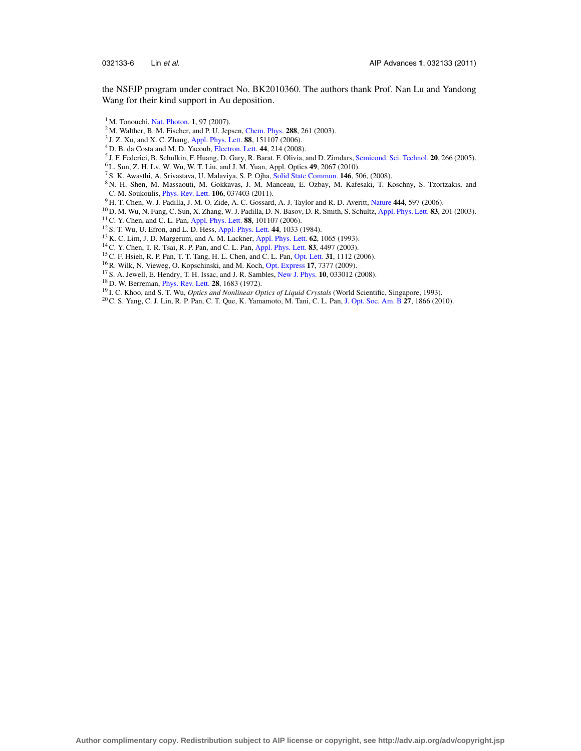the NSFJP program under contract No. BK2010360. The authors thank Prof. Nan Lu and Yandong Wang for their kind support in Au deposition.

[1] M. Tonouchi, Nat. Photon. **1**, 97 (2007).
[2] M. Walther, B. M. Fischer, and P. U. Jepsen, Chem. Phys. **288**, 261 (2003).
[3] J. Z. Xu, and X. C. Zhang, Appl. Phys. Lett. **88**, 151107 (2006).
[4] D. B. da Costa and M. D. Yacoub, Electron. Lett. **44**, 214 (2008).
[5] J. F. Federici, B. Schulkin, F. Huang, D. Gary, R. Barat. F. Olivia, and D. Zimdars, Semicond. Sci. Technol. **20**, 266 (2005).
[6] L. Sun, Z. H. Lv, W. Wu, W. T. Liu, and J. M. Yuan, Appl. Optics **49**, 2067 (2010).
[7] S. K. Awasthi, A. Srivastava, U. Malaviya, S. P. Ojha, Solid State Commun. **146**, 506, (2008).
[8] N. H. Shen, M. Massaouti, M. Gokkavas, J. M. Manceau, E. Ozbay, M. Kafesaki, T. Koschny, S. Tzortzakis, and C. M. Soukoulis, Phys. Rev. Lett. **106**, 037403 (2011).
[9] H. T. Chen, W. J. Padilla, J. M. O. Zide, A. C. Gossard, A. J. Taylor and R. D. Averitt, Nature **444**, 597 (2006).
[10] D. M. Wu, N. Fang, C. Sun, X. Zhang, W. J. Padilla, D. N. Basov, D. R. Smith, S. Schultz, Appl. Phys. Lett. **83**, 201 (2003).
[11] C. Y. Chen, and C. L. Pan, Appl. Phys. Lett. **88**, 101107 (2006).
[12] S. T. Wu, U. Efron, and L. D. Hess, Appl. Phys. Lett. **44**, 1033 (1984).
[13] K. C. Lim, J. D. Margerum, and A. M. Lackner, Appl. Phys. Lett. **62**, 1065 (1993).
[14] C. Y. Chen, T. R. Tsai, R. P. Pan, and C. L. Pan, Appl. Phys. Lett. **83**, 4497 (2003).
[15] C. F. Hsieh, R. P. Pan, T. T. Tang, H. L. Chen, and C. L. Pan, Opt. Lett. **31**, 1112 (2006).
[16] R. Wilk, N. Vieweg, O. Kopschinski, and M. Koch, Opt. Express **17**, 7377 (2009).
[17] S. A. Jewell, E. Hendry, T. H. Issac, and J. R. Sambles, New J. Phys. **10**, 033012 (2008).
[18] D. W. Berreman, Phys. Rev. Lett. **28**, 1683 (1972).
[19] I. C. Khoo, and S. T. Wu, *Optics and Nonlinear Optics of Liquid Crystals* (World Scientific, Singapore, 1993).
[20] C. S. Yang, C. J. Lin, R. P. Pan, C. T. Que, K. Yamamoto, M. Tani, C. L. Pan, J. Opt. Soc. Am. B **27**, 1866 (2010).